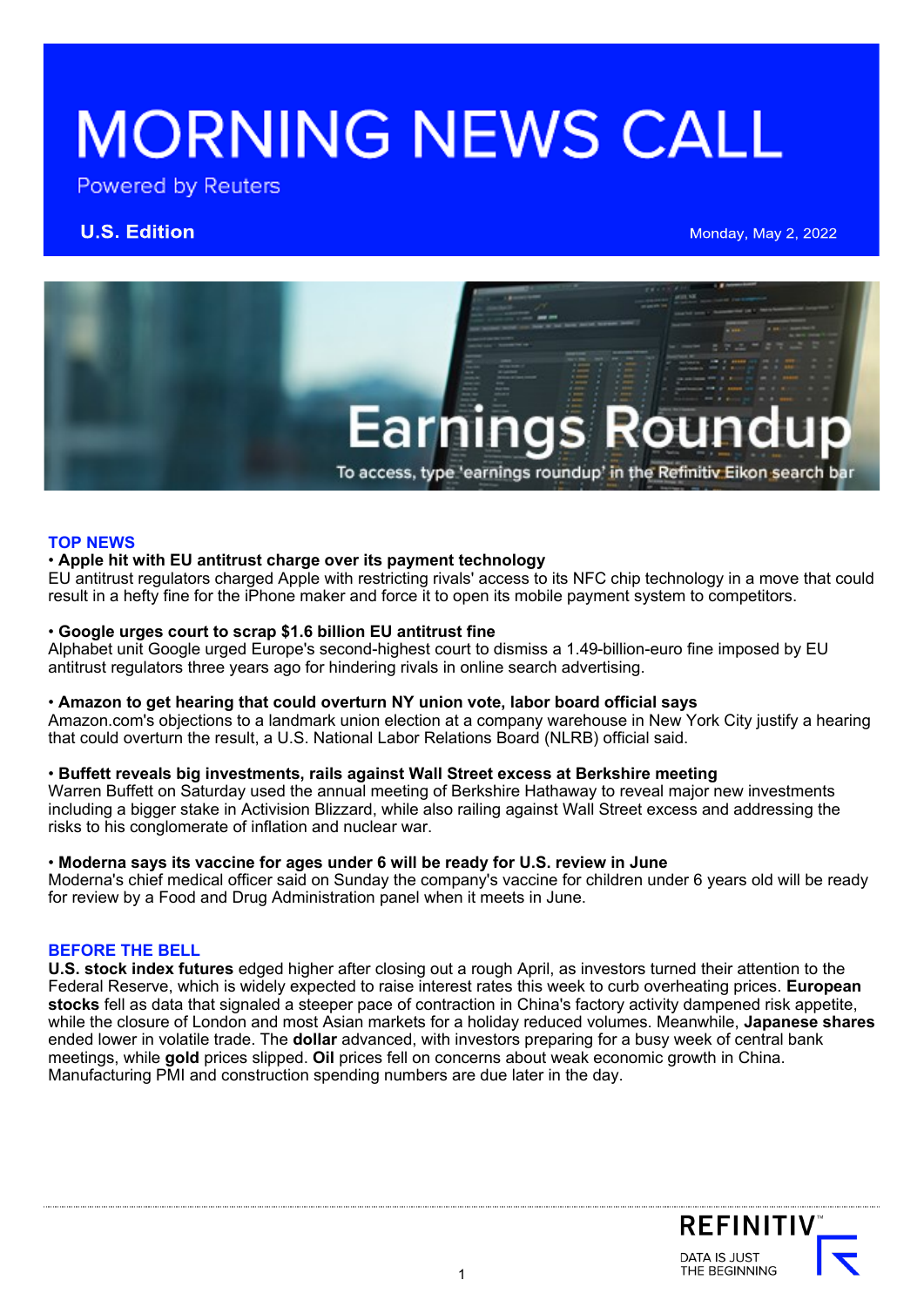# MORNING NEWS CALL

Powered by Reuters

**U.S. Edition** Monday, May 2, 2022

Earnings Roundup

To access, type 'earnings roundup' in the Refinitiv Eikon search bar

## TOP NEWS

• **Apple hit with EU antitrust charge over its payment technology**
EU antitrust regulators charged Apple with restricting rivals' access to its NFC chip technology in a move that could result in a hefty fine for the iPhone maker and force it to open its mobile payment system to competitors.

• **Google urges court to scrap $1.6 billion EU antitrust fine**
Alphabet unit Google urged Europe's second-highest court to dismiss a 1.49-billion-euro fine imposed by EU antitrust regulators three years ago for hindering rivals in online search advertising.

• **Amazon to get hearing that could overturn NY union vote, labor board official says**
Amazon.com's objections to a landmark union election at a company warehouse in New York City justify a hearing that could overturn the result, a U.S. National Labor Relations Board (NLRB) official said.

• **Buffett reveals big investments, rails against Wall Street excess at Berkshire meeting**
Warren Buffett on Saturday used the annual meeting of Berkshire Hathaway to reveal major new investments including a bigger stake in Activision Blizzard, while also railing against Wall Street excess and addressing the risks to his conglomerate of inflation and nuclear war.

• **Moderna says its vaccine for ages under 6 will be ready for U.S. review in June**
Moderna's chief medical officer said on Sunday the company's vaccine for children under 6 years old will be ready for review by a Food and Drug Administration panel when it meets in June.

## BEFORE THE BELL

**U.S. stock index futures** edged higher after closing out a rough April, as investors turned their attention to the Federal Reserve, which is widely expected to raise interest rates this week to curb overheating prices. **European stocks** fell as data that signaled a steeper pace of contraction in China's factory activity dampened risk appetite, while the closure of London and most Asian markets for a holiday reduced volumes. Meanwhile, **Japanese shares** ended lower in volatile trade. The **dollar** advanced, with investors preparing for a busy week of central bank meetings, while **gold** prices slipped. **Oil** prices fell on concerns about weak economic growth in China. Manufacturing PMI and construction spending numbers are due later in the day.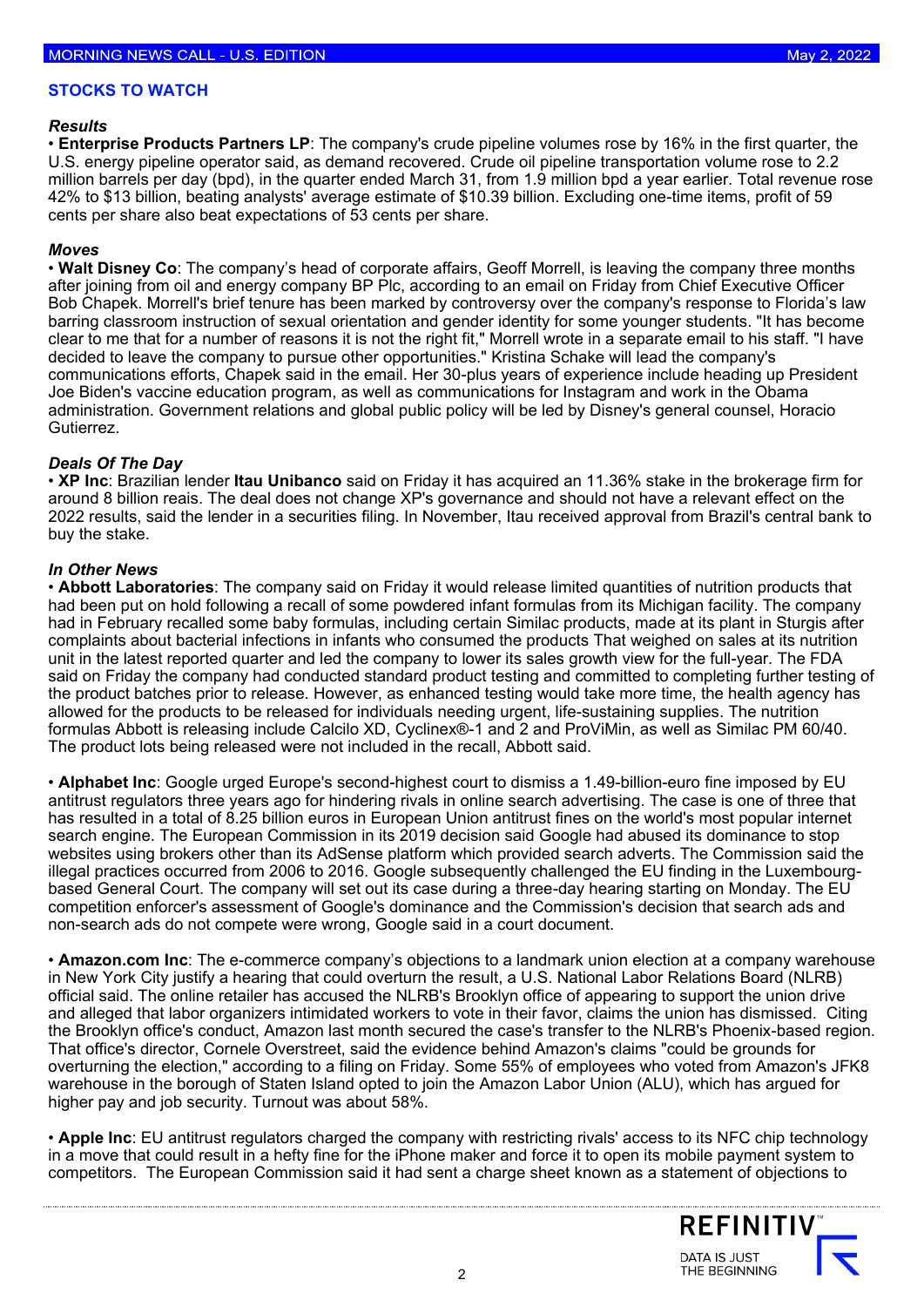## STOCKS TO WATCH

### *Results*

• **Enterprise Products Partners LP**: The company's crude pipeline volumes rose by 16% in the first quarter, the U.S. energy pipeline operator said, as demand recovered. Crude oil pipeline transportation volume rose to 2.2 million barrels per day (bpd), in the quarter ended March 31, from 1.9 million bpd a year earlier. Total revenue rose 42% to $13 billion, beating analysts' average estimate of $10.39 billion. Excluding one-time items, profit of 59 cents per share also beat expectations of 53 cents per share.

### *Moves*

• **Walt Disney Co**: The company's head of corporate affairs, Geoff Morrell, is leaving the company three months after joining from oil and energy company BP Plc, according to an email on Friday from Chief Executive Officer Bob Chapek. Morrell's brief tenure has been marked by controversy over the company's response to Florida's law barring classroom instruction of sexual orientation and gender identity for some younger students. "It has become clear to me that for a number of reasons it is not the right fit," Morrell wrote in a separate email to his staff. "I have decided to leave the company to pursue other opportunities." Kristina Schake will lead the company's communications efforts, Chapek said in the email. Her 30-plus years of experience include heading up President Joe Biden's vaccine education program, as well as communications for Instagram and work in the Obama administration. Government relations and global public policy will be led by Disney's general counsel, Horacio Gutierrez.

### *Deals Of The Day*

• **XP Inc**: Brazilian lender **Itau Unibanco** said on Friday it has acquired an 11.36% stake in the brokerage firm for around 8 billion reais. The deal does not change XP's governance and should not have a relevant effect on the 2022 results, said the lender in a securities filing. In November, Itau received approval from Brazil's central bank to buy the stake.

### *In Other News*

• **Abbott Laboratories**: The company said on Friday it would release limited quantities of nutrition products that had been put on hold following a recall of some powdered infant formulas from its Michigan facility. The company had in February recalled some baby formulas, including certain Similac products, made at its plant in Sturgis after complaints about bacterial infections in infants who consumed the products That weighed on sales at its nutrition unit in the latest reported quarter and led the company to lower its sales growth view for the full-year. The FDA said on Friday the company had conducted standard product testing and committed to completing further testing of the product batches prior to release. However, as enhanced testing would take more time, the health agency has allowed for the products to be released for individuals needing urgent, life-sustaining supplies. The nutrition formulas Abbott is releasing include Calcilo XD, Cyclinex®-1 and 2 and ProViMin, as well as Similac PM 60/40. The product lots being released were not included in the recall, Abbott said.

• **Alphabet Inc**: Google urged Europe's second-highest court to dismiss a 1.49-billion-euro fine imposed by EU antitrust regulators three years ago for hindering rivals in online search advertising. The case is one of three that has resulted in a total of 8.25 billion euros in European Union antitrust fines on the world's most popular internet search engine. The European Commission in its 2019 decision said Google had abused its dominance to stop websites using brokers other than its AdSense platform which provided search adverts. The Commission said the illegal practices occurred from 2006 to 2016. Google subsequently challenged the EU finding in the Luxembourg-based General Court. The company will set out its case during a three-day hearing starting on Monday. The EU competition enforcer's assessment of Google's dominance and the Commission's decision that search ads and non-search ads do not compete were wrong, Google said in a court document.

• **Amazon.com Inc**: The e-commerce company's objections to a landmark union election at a company warehouse in New York City justify a hearing that could overturn the result, a U.S. National Labor Relations Board (NLRB) official said. The online retailer has accused the NLRB's Brooklyn office of appearing to support the union drive and alleged that labor organizers intimidated workers to vote in their favor, claims the union has dismissed. Citing the Brooklyn office's conduct, Amazon last month secured the case's transfer to the NLRB's Phoenix-based region. That office's director, Cornele Overstreet, said the evidence behind Amazon's claims "could be grounds for overturning the election," according to a filing on Friday. Some 55% of employees who voted from Amazon's JFK8 warehouse in the borough of Staten Island opted to join the Amazon Labor Union (ALU), which has argued for higher pay and job security. Turnout was about 58%.

• **Apple Inc**: EU antitrust regulators charged the company with restricting rivals' access to its NFC chip technology in a move that could result in a hefty fine for the iPhone maker and force it to open its mobile payment system to competitors. The European Commission said it had sent a charge sheet known as a statement of objections to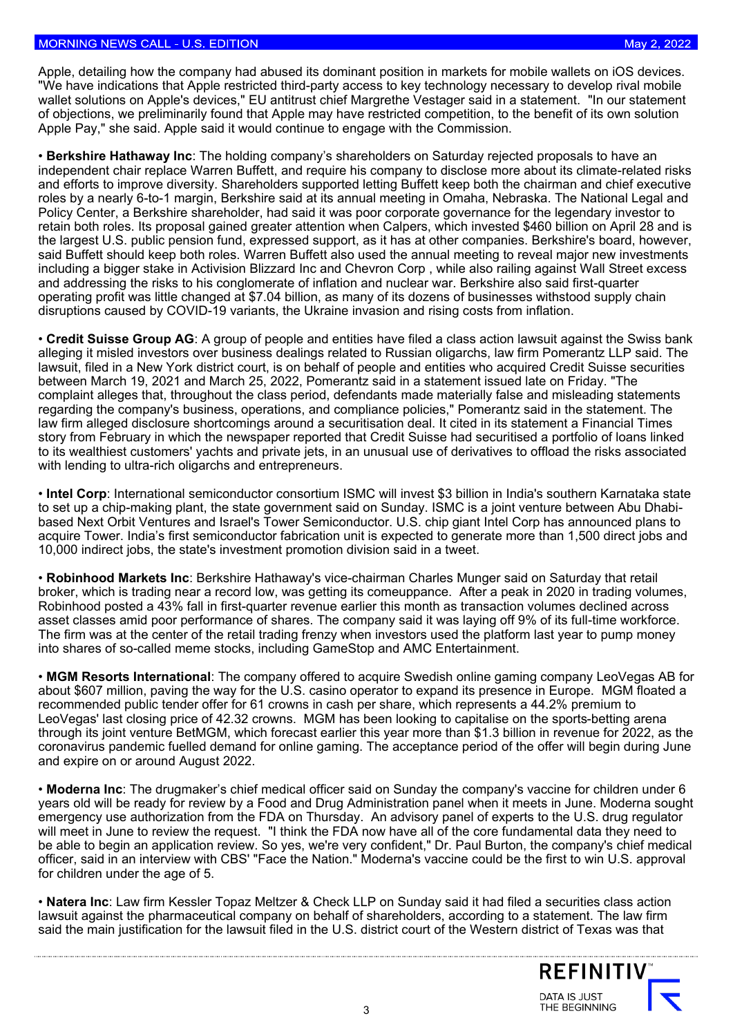Apple, detailing how the company had abused its dominant position in markets for mobile wallets on iOS devices. "We have indications that Apple restricted third-party access to key technology necessary to develop rival mobile wallet solutions on Apple's devices," EU antitrust chief Margrethe Vestager said in a statement. "In our statement of objections, we preliminarily found that Apple may have restricted competition, to the benefit of its own solution Apple Pay," she said. Apple said it would continue to engage with the Commission.

• **Berkshire Hathaway Inc**: The holding company's shareholders on Saturday rejected proposals to have an independent chair replace Warren Buffett, and require his company to disclose more about its climate-related risks and efforts to improve diversity. Shareholders supported letting Buffett keep both the chairman and chief executive roles by a nearly 6-to-1 margin, Berkshire said at its annual meeting in Omaha, Nebraska. The National Legal and Policy Center, a Berkshire shareholder, had said it was poor corporate governance for the legendary investor to retain both roles. Its proposal gained greater attention when Calpers, which invested $460 billion on April 28 and is the largest U.S. public pension fund, expressed support, as it has at other companies. Berkshire's board, however, said Buffett should keep both roles. Warren Buffett also used the annual meeting to reveal major new investments including a bigger stake in Activision Blizzard Inc and Chevron Corp , while also railing against Wall Street excess and addressing the risks to his conglomerate of inflation and nuclear war. Berkshire also said first-quarter operating profit was little changed at $7.04 billion, as many of its dozens of businesses withstood supply chain disruptions caused by COVID-19 variants, the Ukraine invasion and rising costs from inflation.

• **Credit Suisse Group AG**: A group of people and entities have filed a class action lawsuit against the Swiss bank alleging it misled investors over business dealings related to Russian oligarchs, law firm Pomerantz LLP said. The lawsuit, filed in a New York district court, is on behalf of people and entities who acquired Credit Suisse securities between March 19, 2021 and March 25, 2022, Pomerantz said in a statement issued late on Friday. "The complaint alleges that, throughout the class period, defendants made materially false and misleading statements regarding the company's business, operations, and compliance policies," Pomerantz said in the statement. The law firm alleged disclosure shortcomings around a securitisation deal. It cited in its statement a Financial Times story from February in which the newspaper reported that Credit Suisse had securitised a portfolio of loans linked to its wealthiest customers' yachts and private jets, in an unusual use of derivatives to offload the risks associated with lending to ultra-rich oligarchs and entrepreneurs.

• **Intel Corp**: International semiconductor consortium ISMC will invest $3 billion in India's southern Karnataka state to set up a chip-making plant, the state government said on Sunday. ISMC is a joint venture between Abu Dhabi-based Next Orbit Ventures and Israel's Tower Semiconductor. U.S. chip giant Intel Corp has announced plans to acquire Tower. India's first semiconductor fabrication unit is expected to generate more than 1,500 direct jobs and 10,000 indirect jobs, the state's investment promotion division said in a tweet.

• **Robinhood Markets Inc**: Berkshire Hathaway's vice-chairman Charles Munger said on Saturday that retail broker, which is trading near a record low, was getting its comeuppance. After a peak in 2020 in trading volumes, Robinhood posted a 43% fall in first-quarter revenue earlier this month as transaction volumes declined across asset classes amid poor performance of shares. The company said it was laying off 9% of its full-time workforce. The firm was at the center of the retail trading frenzy when investors used the platform last year to pump money into shares of so-called meme stocks, including GameStop and AMC Entertainment.

• **MGM Resorts International**: The company offered to acquire Swedish online gaming company LeoVegas AB for about $607 million, paving the way for the U.S. casino operator to expand its presence in Europe. MGM floated a recommended public tender offer for 61 crowns in cash per share, which represents a 44.2% premium to LeoVegas' last closing price of 42.32 crowns. MGM has been looking to capitalise on the sports-betting arena through its joint venture BetMGM, which forecast earlier this year more than $1.3 billion in revenue for 2022, as the coronavirus pandemic fuelled demand for online gaming. The acceptance period of the offer will begin during June and expire on or around August 2022.

• **Moderna Inc**: The drugmaker's chief medical officer said on Sunday the company's vaccine for children under 6 years old will be ready for review by a Food and Drug Administration panel when it meets in June. Moderna sought emergency use authorization from the FDA on Thursday. An advisory panel of experts to the U.S. drug regulator will meet in June to review the request. "I think the FDA now have all of the core fundamental data they need to be able to begin an application review. So yes, we're very confident," Dr. Paul Burton, the company's chief medical officer, said in an interview with CBS' "Face the Nation." Moderna's vaccine could be the first to win U.S. approval for children under the age of 5.

• **Natera Inc**: Law firm Kessler Topaz Meltzer & Check LLP on Sunday said it had filed a securities class action lawsuit against the pharmaceutical company on behalf of shareholders, according to a statement. The law firm said the main justification for the lawsuit filed in the U.S. district court of the Western district of Texas was that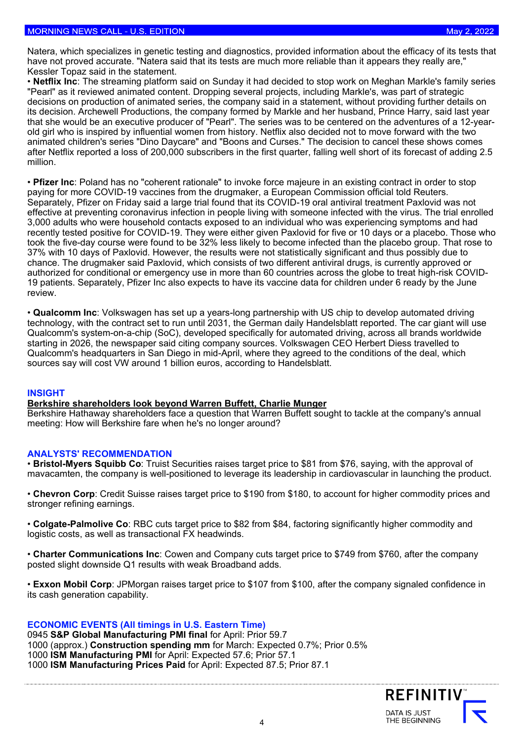Natera, which specializes in genetic testing and diagnostics, provided information about the efficacy of its tests that have not proved accurate. "Natera said that its tests are much more reliable than it appears they really are," Kessler Topaz said in the statement.

- **Netflix Inc**: The streaming platform said on Sunday it had decided to stop work on Meghan Markle's family series "Pearl" as it reviewed animated content. Dropping several projects, including Markle's, was part of strategic decisions on production of animated series, the company said in a statement, without providing further details on its decision. Archewell Productions, the company formed by Markle and her husband, Prince Harry, said last year that she would be an executive producer of "Pearl". The series was to be centered on the adventures of a 12-year-old girl who is inspired by influential women from history. Netflix also decided not to move forward with the two animated children's series "Dino Daycare" and "Boons and Curses." The decision to cancel these shows comes after Netflix reported a loss of 200,000 subscribers in the first quarter, falling well short of its forecast of adding 2.5 million.

- **Pfizer Inc**: Poland has no "coherent rationale" to invoke force majeure in an existing contract in order to stop paying for more COVID-19 vaccines from the drugmaker, a European Commission official told Reuters. Separately, Pfizer on Friday said a large trial found that its COVID-19 oral antiviral treatment Paxlovid was not effective at preventing coronavirus infection in people living with someone infected with the virus. The trial enrolled 3,000 adults who were household contacts exposed to an individual who was experiencing symptoms and had recently tested positive for COVID-19. They were either given Paxlovid for five or 10 days or a placebo. Those who took the five-day course were found to be 32% less likely to become infected than the placebo group. That rose to 37% with 10 days of Paxlovid. However, the results were not statistically significant and thus possibly due to chance. The drugmaker said Paxlovid, which consists of two different antiviral drugs, is currently approved or authorized for conditional or emergency use in more than 60 countries across the globe to treat high-risk COVID-19 patients. Separately, Pfizer Inc also expects to have its vaccine data for children under 6 ready by the June review.

- **Qualcomm Inc**: Volkswagen has set up a years-long partnership with US chip to develop automated driving technology, with the contract set to run until 2031, the German daily Handelsblatt reported. The car giant will use Qualcomm's system-on-a-chip (SoC), developed specifically for automated driving, across all brands worldwide starting in 2026, the newspaper said citing company sources. Volkswagen CEO Herbert Diess travelled to Qualcomm's headquarters in San Diego in mid-April, where they agreed to the conditions of the deal, which sources say will cost VW around 1 billion euros, according to Handelsblatt.

## INSIGHT

**Berkshire shareholders look beyond Warren Buffett, Charlie Munger**

Berkshire Hathaway shareholders face a question that Warren Buffett sought to tackle at the company's annual meeting: How will Berkshire fare when he's no longer around?

## ANALYSTS' RECOMMENDATION

- **Bristol-Myers Squibb Co**: Truist Securities raises target price to $81 from $76, saying, with the approval of mavacamten, the company is well-positioned to leverage its leadership in cardiovascular in launching the product.

- **Chevron Corp**: Credit Suisse raises target price to $190 from $180, to account for higher commodity prices and stronger refining earnings.

- **Colgate-Palmolive Co**: RBC cuts target price to $82 from $84, factoring significantly higher commodity and logistic costs, as well as transactional FX headwinds.

- **Charter Communications Inc**: Cowen and Company cuts target price to $749 from $760, after the company posted slight downside Q1 results with weak Broadband adds.

- **Exxon Mobil Corp**: JPMorgan raises target price to $107 from $100, after the company signaled confidence in its cash generation capability.

## ECONOMIC EVENTS (All timings in U.S. Eastern Time)

0945 **S&P Global Manufacturing PMI final** for April: Prior 59.7
1000 (approx.) **Construction spending mm** for March: Expected 0.7%; Prior 0.5%
1000 **ISM Manufacturing PMI** for April: Expected 57.6; Prior 57.1
1000 **ISM Manufacturing Prices Paid** for April: Expected 87.5; Prior 87.1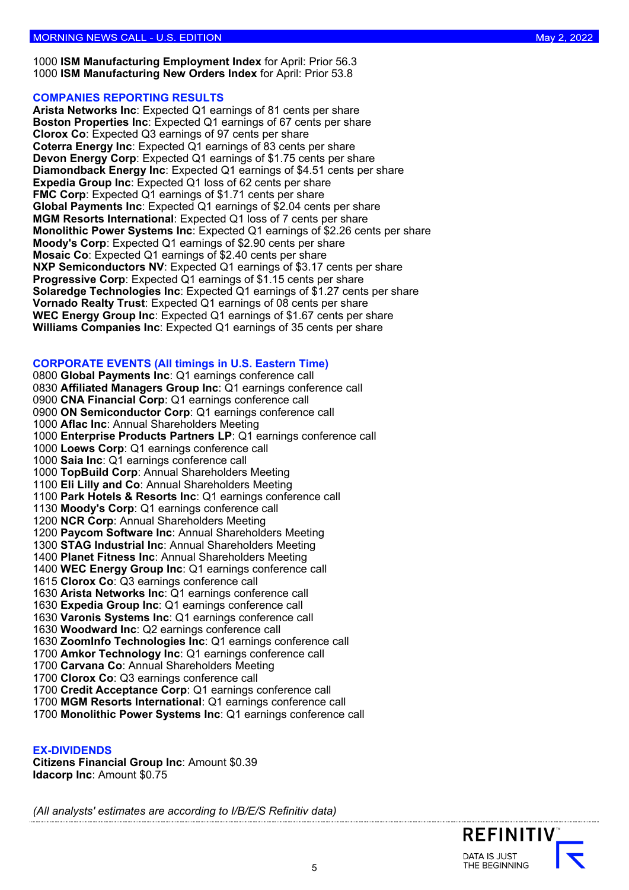1000 **ISM Manufacturing Employment Index** for April: Prior 56.3
1000 **ISM Manufacturing New Orders Index** for April: Prior 53.8

## COMPANIES REPORTING RESULTS

**Arista Networks Inc**: Expected Q1 earnings of 81 cents per share
**Boston Properties Inc**: Expected Q1 earnings of 67 cents per share
**Clorox Co**: Expected Q3 earnings of 97 cents per share
**Coterra Energy Inc**: Expected Q1 earnings of 83 cents per share
**Devon Energy Corp**: Expected Q1 earnings of $1.75 cents per share
**Diamondback Energy Inc**: Expected Q1 earnings of $4.51 cents per share
**Expedia Group Inc**: Expected Q1 loss of 62 cents per share
**FMC Corp**: Expected Q1 earnings of $1.71 cents per share
**Global Payments Inc**: Expected Q1 earnings of $2.04 cents per share
**MGM Resorts International**: Expected Q1 loss of 7 cents per share
**Monolithic Power Systems Inc**: Expected Q1 earnings of $2.26 cents per share
**Moody's Corp**: Expected Q1 earnings of $2.90 cents per share
**Mosaic Co**: Expected Q1 earnings of $2.40 cents per share
**NXP Semiconductors NV**: Expected Q1 earnings of $3.17 cents per share
**Progressive Corp**: Expected Q1 earnings of $1.15 cents per share
**Solaredge Technologies Inc**: Expected Q1 earnings of $1.27 cents per share
**Vornado Realty Trust**: Expected Q1 earnings of 08 cents per share
**WEC Energy Group Inc**: Expected Q1 earnings of $1.67 cents per share
**Williams Companies Inc**: Expected Q1 earnings of 35 cents per share

## CORPORATE EVENTS (All timings in U.S. Eastern Time)

0800 **Global Payments Inc**: Q1 earnings conference call
0830 **Affiliated Managers Group Inc**: Q1 earnings conference call
0900 **CNA Financial Corp**: Q1 earnings conference call
0900 **ON Semiconductor Corp**: Q1 earnings conference call
1000 **Aflac Inc**: Annual Shareholders Meeting
1000 **Enterprise Products Partners LP**: Q1 earnings conference call
1000 **Loews Corp**: Q1 earnings conference call
1000 **Saia Inc**: Q1 earnings conference call
1000 **TopBuild Corp**: Annual Shareholders Meeting
1100 **Eli Lilly and Co**: Annual Shareholders Meeting
1100 **Park Hotels & Resorts Inc**: Q1 earnings conference call
1130 **Moody's Corp**: Q1 earnings conference call
1200 **NCR Corp**: Annual Shareholders Meeting
1200 **Paycom Software Inc**: Annual Shareholders Meeting
1300 **STAG Industrial Inc**: Annual Shareholders Meeting
1400 **Planet Fitness Inc**: Annual Shareholders Meeting
1400 **WEC Energy Group Inc**: Q1 earnings conference call
1615 **Clorox Co**: Q3 earnings conference call
1630 **Arista Networks Inc**: Q1 earnings conference call
1630 **Expedia Group Inc**: Q1 earnings conference call
1630 **Varonis Systems Inc**: Q1 earnings conference call
1630 **Woodward Inc**: Q2 earnings conference call
1630 **ZoomInfo Technologies Inc**: Q1 earnings conference call
1700 **Amkor Technology Inc**: Q1 earnings conference call
1700 **Carvana Co**: Annual Shareholders Meeting
1700 **Clorox Co**: Q3 earnings conference call
1700 **Credit Acceptance Corp**: Q1 earnings conference call
1700 **MGM Resorts International**: Q1 earnings conference call
1700 **Monolithic Power Systems Inc**: Q1 earnings conference call

## EX-DIVIDENDS

**Citizens Financial Group Inc**: Amount $0.39
**Idacorp Inc**: Amount $0.75

*(All analysts' estimates are according to I/B/E/S Refinitiv data)*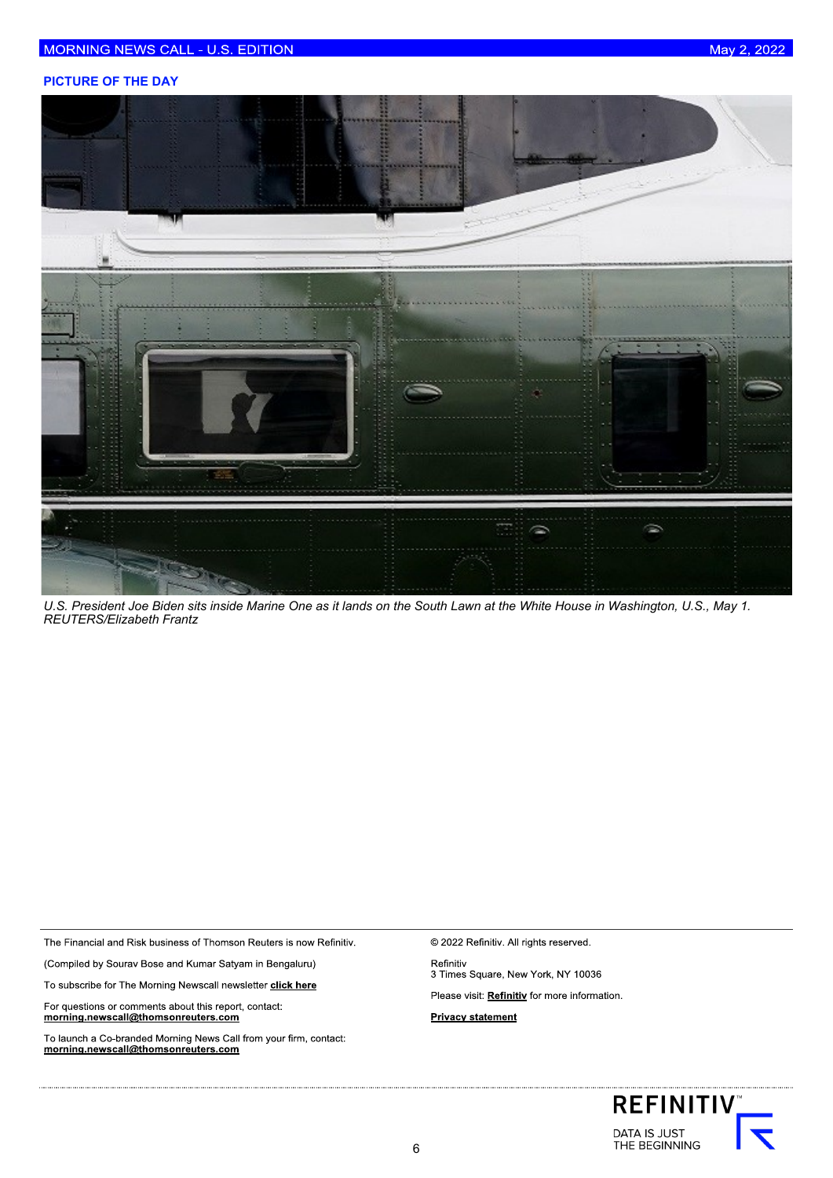## PICTURE OF THE DAY

*U.S. President Joe Biden sits inside Marine One as it lands on the South Lawn at the White House in Washington, U.S., May 1. REUTERS/Elizabeth Frantz*

The Financial and Risk business of Thomson Reuters is now Refinitiv.

(Compiled by Sourav Bose and Kumar Satyam in Bengaluru)

To subscribe for The Morning Newscall newsletter **click here**

For questions or comments about this report, contact:
**morning.newscall@thomsonreuters.com**

To launch a Co-branded Morning News Call from your firm, contact:
**morning.newscall@thomsonreuters.com**

© 2022 Refinitiv. All rights reserved.

Refinitiv
3 Times Square, New York, NY 10036

Please visit: **Refinitiv** for more information.

**Privacy statement**

REFINITIV
DATA IS JUST THE BEGINNING